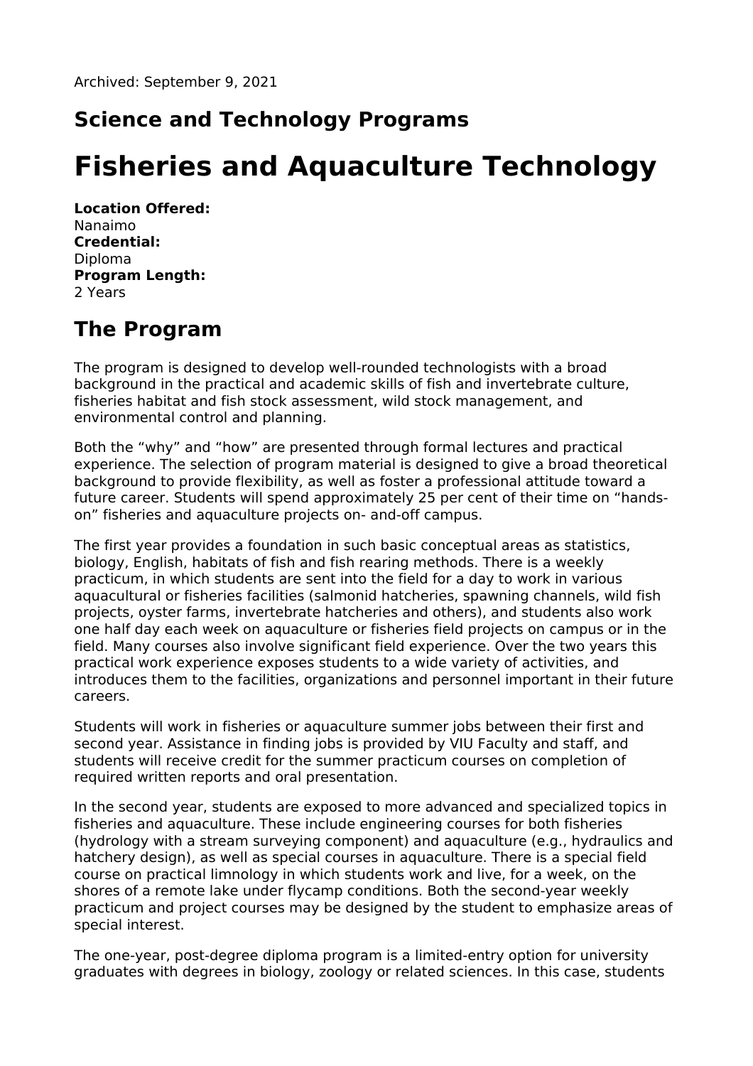Archived: September 9, 2021

## Science and Technology Programs

# Fisheries and Aquaculture Technology

**Location Offered:**
Nanaimo
**Credential:**
Diploma
**Program Length:**
2 Years

## The Program

The program is designed to develop well-rounded technologists with a broad background in the practical and academic skills of fish and invertebrate culture, fisheries habitat and fish stock assessment, wild stock management, and environmental control and planning.

Both the “why” and “how” are presented through formal lectures and practical experience. The selection of program material is designed to give a broad theoretical background to provide flexibility, as well as foster a professional attitude toward a future career. Students will spend approximately 25 per cent of their time on “hands-on” fisheries and aquaculture projects on- and-off campus.

The first year provides a foundation in such basic conceptual areas as statistics, biology, English, habitats of fish and fish rearing methods. There is a weekly practicum, in which students are sent into the field for a day to work in various aquacultural or fisheries facilities (salmonid hatcheries, spawning channels, wild fish projects, oyster farms, invertebrate hatcheries and others), and students also work one half day each week on aquaculture or fisheries field projects on campus or in the field. Many courses also involve significant field experience. Over the two years this practical work experience exposes students to a wide variety of activities, and introduces them to the facilities, organizations and personnel important in their future careers.

Students will work in fisheries or aquaculture summer jobs between their first and second year. Assistance in finding jobs is provided by VIU Faculty and staff, and students will receive credit for the summer practicum courses on completion of required written reports and oral presentation.

In the second year, students are exposed to more advanced and specialized topics in fisheries and aquaculture. These include engineering courses for both fisheries (hydrology with a stream surveying component) and aquaculture (e.g., hydraulics and hatchery design), as well as special courses in aquaculture. There is a special field course on practical limnology in which students work and live, for a week, on the shores of a remote lake under flycamp conditions. Both the second-year weekly practicum and project courses may be designed by the student to emphasize areas of special interest.

The one-year, post-degree diploma program is a limited-entry option for university graduates with degrees in biology, zoology or related sciences. In this case, students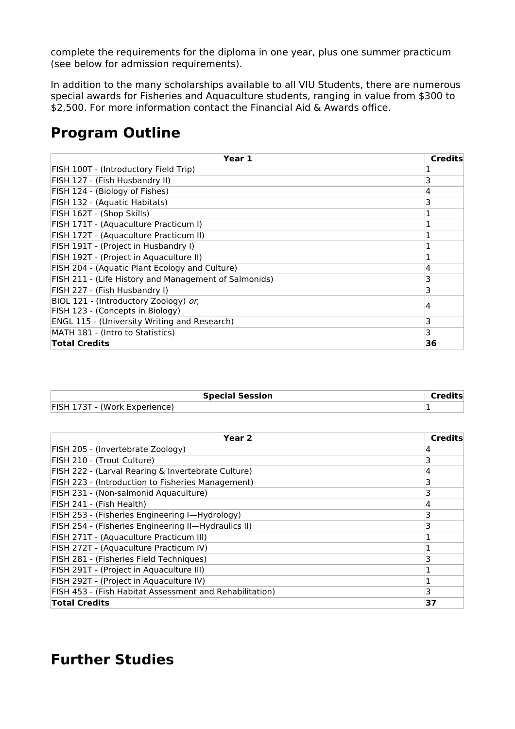complete the requirements for the diploma in one year, plus one summer practicum (see below for admission requirements).

In addition to the many scholarships available to all VIU Students, there are numerous special awards for Fisheries and Aquaculture students, ranging in value from $300 to $2,500. For more information contact the Financial Aid & Awards office.

## Program Outline

| Year 1 | Credits |
|---|---|
| FISH 100T - (Introductory Field Trip) | 1 |
| FISH 127 - (Fish Husbandry II) | 3 |
| FISH 124 - (Biology of Fishes) | 4 |
| FISH 132 - (Aquatic Habitats) | 3 |
| FISH 162T - (Shop Skills) | 1 |
| FISH 171T - (Aquaculture Practicum I) | 1 |
| FISH 172T - (Aquaculture Practicum II) | 1 |
| FISH 191T - (Project in Husbandry I) | 1 |
| FISH 192T - (Project in Aquaculture II) | 1 |
| FISH 204 - (Aquatic Plant Ecology and Culture) | 4 |
| FISH 211 - (Life History and Management of Salmonids) | 3 |
| FISH 227 - (Fish Husbandry I) | 3 |
| BIOL 121 - (Introductory Zoology) *or*, FISH 123 - (Concepts in Biology) | 4 |
| ENGL 115 - (University Writing and Research) | 3 |
| MATH 181 - (Intro to Statistics) | 3 |
| **Total Credits** | **36** |

| Special Session | Credits |
|---|---|
| FISH 173T - (Work Experience) | 1 |

| Year 2 | Credits |
|---|---|
| FISH 205 - (Invertebrate Zoology) | 4 |
| FISH 210 - (Trout Culture) | 3 |
| FISH 222 - (Larval Rearing & Invertebrate Culture) | 4 |
| FISH 223 - (Introduction to Fisheries Management) | 3 |
| FISH 231 - (Non-salmonid Aquaculture) | 3 |
| FISH 241 - (Fish Health) | 4 |
| FISH 253 - (Fisheries Engineering I—Hydrology) | 3 |
| FISH 254 - (Fisheries Engineering II—Hydraulics II) | 3 |
| FISH 271T - (Aquaculture Practicum III) | 1 |
| FISH 272T - (Aquaculture Practicum IV) | 1 |
| FISH 281 - (Fisheries Field Techniques) | 3 |
| FISH 291T - (Project in Aquaculture III) | 1 |
| FISH 292T - (Project in Aquaculture IV) | 1 |
| FISH 453 - (Fish Habitat Assessment and Rehabilitation) | 3 |
| **Total Credits** | **37** |

## Further Studies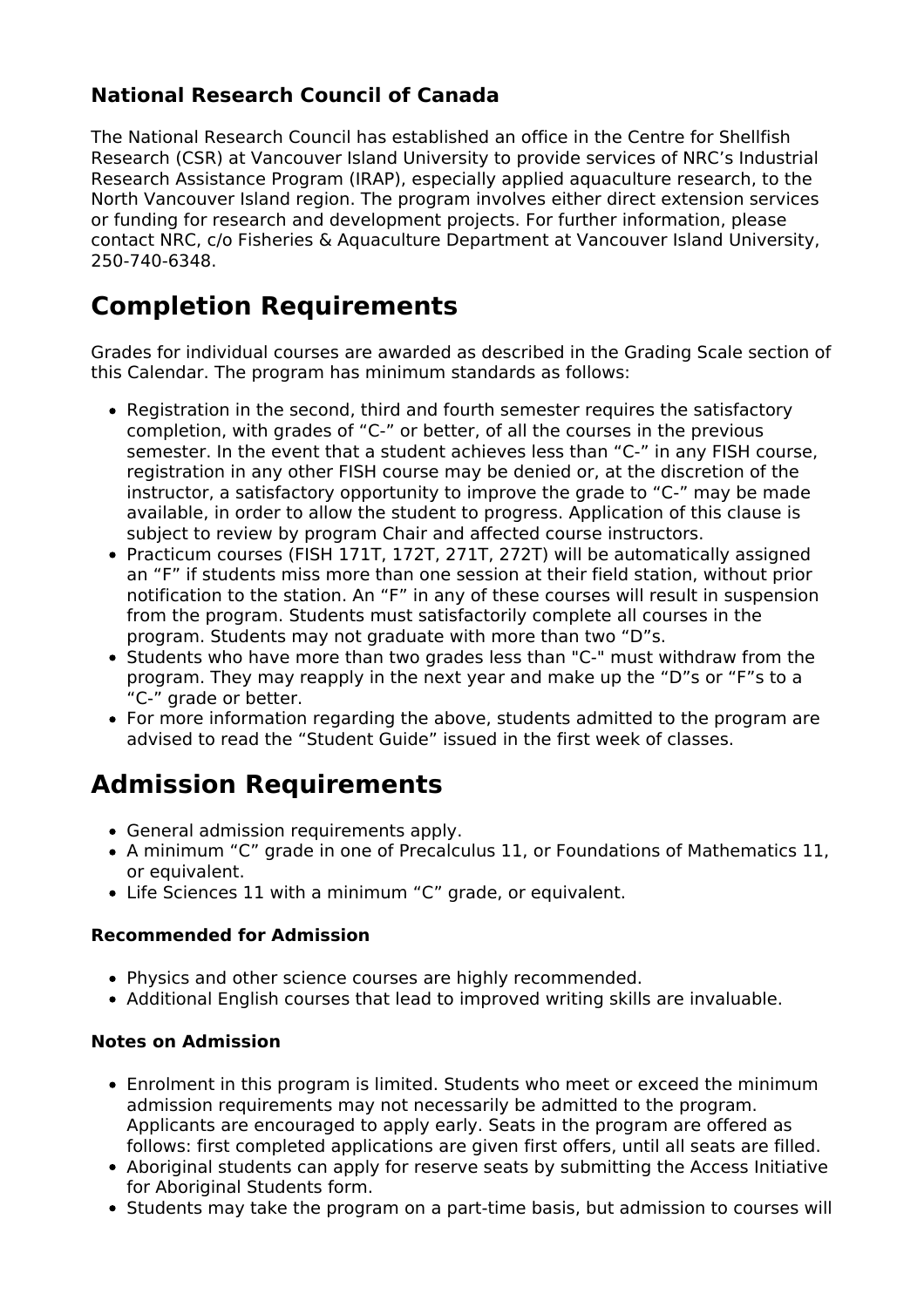### National Research Council of Canada

The National Research Council has established an office in the Centre for Shellfish Research (CSR) at Vancouver Island University to provide services of NRC's Industrial Research Assistance Program (IRAP), especially applied aquaculture research, to the North Vancouver Island region. The program involves either direct extension services or funding for research and development projects. For further information, please contact NRC, c/o Fisheries & Aquaculture Department at Vancouver Island University, 250-740-6348.

## Completion Requirements

Grades for individual courses are awarded as described in the Grading Scale section of this Calendar. The program has minimum standards as follows:

- Registration in the second, third and fourth semester requires the satisfactory completion, with grades of "C-" or better, of all the courses in the previous semester. In the event that a student achieves less than "C-" in any FISH course, registration in any other FISH course may be denied or, at the discretion of the instructor, a satisfactory opportunity to improve the grade to "C-" may be made available, in order to allow the student to progress. Application of this clause is subject to review by program Chair and affected course instructors.
- Practicum courses (FISH 171T, 172T, 271T, 272T) will be automatically assigned an "F" if students miss more than one session at their field station, without prior notification to the station. An "F" in any of these courses will result in suspension from the program. Students must satisfactorily complete all courses in the program. Students may not graduate with more than two "D"s.
- Students who have more than two grades less than "C-" must withdraw from the program. They may reapply in the next year and make up the "D"s or "F"s to a "C-" grade or better.
- For more information regarding the above, students admitted to the program are advised to read the "Student Guide" issued in the first week of classes.

## Admission Requirements

- General admission requirements apply.
- A minimum "C" grade in one of Precalculus 11, or Foundations of Mathematics 11, or equivalent.
- Life Sciences 11 with a minimum "C" grade, or equivalent.

### Recommended for Admission

- Physics and other science courses are highly recommended.
- Additional English courses that lead to improved writing skills are invaluable.

### Notes on Admission

- Enrolment in this program is limited. Students who meet or exceed the minimum admission requirements may not necessarily be admitted to the program. Applicants are encouraged to apply early. Seats in the program are offered as follows: first completed applications are given first offers, until all seats are filled.
- Aboriginal students can apply for reserve seats by submitting the Access Initiative for Aboriginal Students form.
- Students may take the program on a part-time basis, but admission to courses will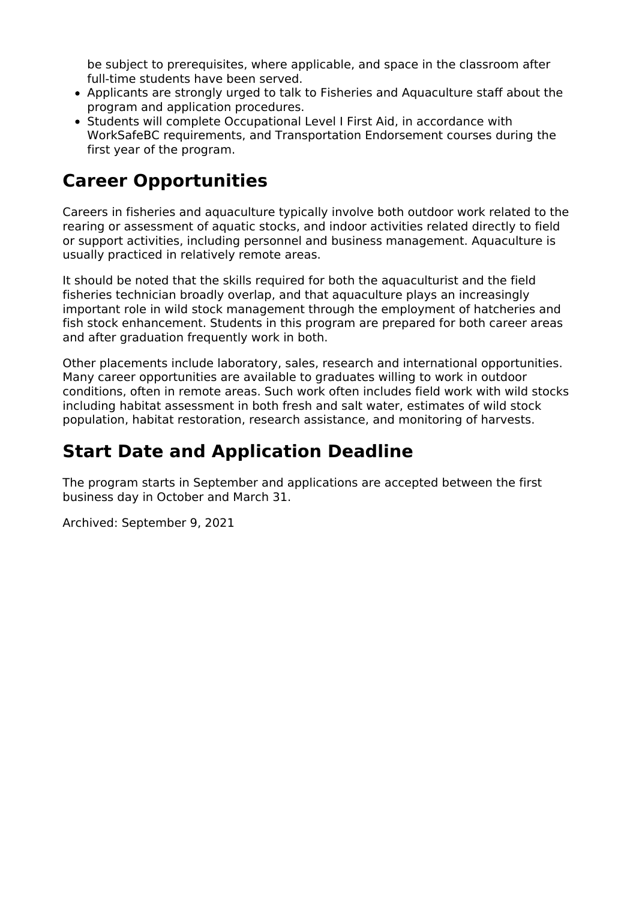be subject to prerequisites, where applicable, and space in the classroom after full-time students have been served.

- Applicants are strongly urged to talk to Fisheries and Aquaculture staff about the program and application procedures.
- Students will complete Occupational Level I First Aid, in accordance with WorkSafeBC requirements, and Transportation Endorsement courses during the first year of the program.

## Career Opportunities

Careers in fisheries and aquaculture typically involve both outdoor work related to the rearing or assessment of aquatic stocks, and indoor activities related directly to field or support activities, including personnel and business management. Aquaculture is usually practiced in relatively remote areas.

It should be noted that the skills required for both the aquaculturist and the field fisheries technician broadly overlap, and that aquaculture plays an increasingly important role in wild stock management through the employment of hatcheries and fish stock enhancement. Students in this program are prepared for both career areas and after graduation frequently work in both.

Other placements include laboratory, sales, research and international opportunities. Many career opportunities are available to graduates willing to work in outdoor conditions, often in remote areas. Such work often includes field work with wild stocks including habitat assessment in both fresh and salt water, estimates of wild stock population, habitat restoration, research assistance, and monitoring of harvests.

## Start Date and Application Deadline

The program starts in September and applications are accepted between the first business day in October and March 31.

Archived: September 9, 2021